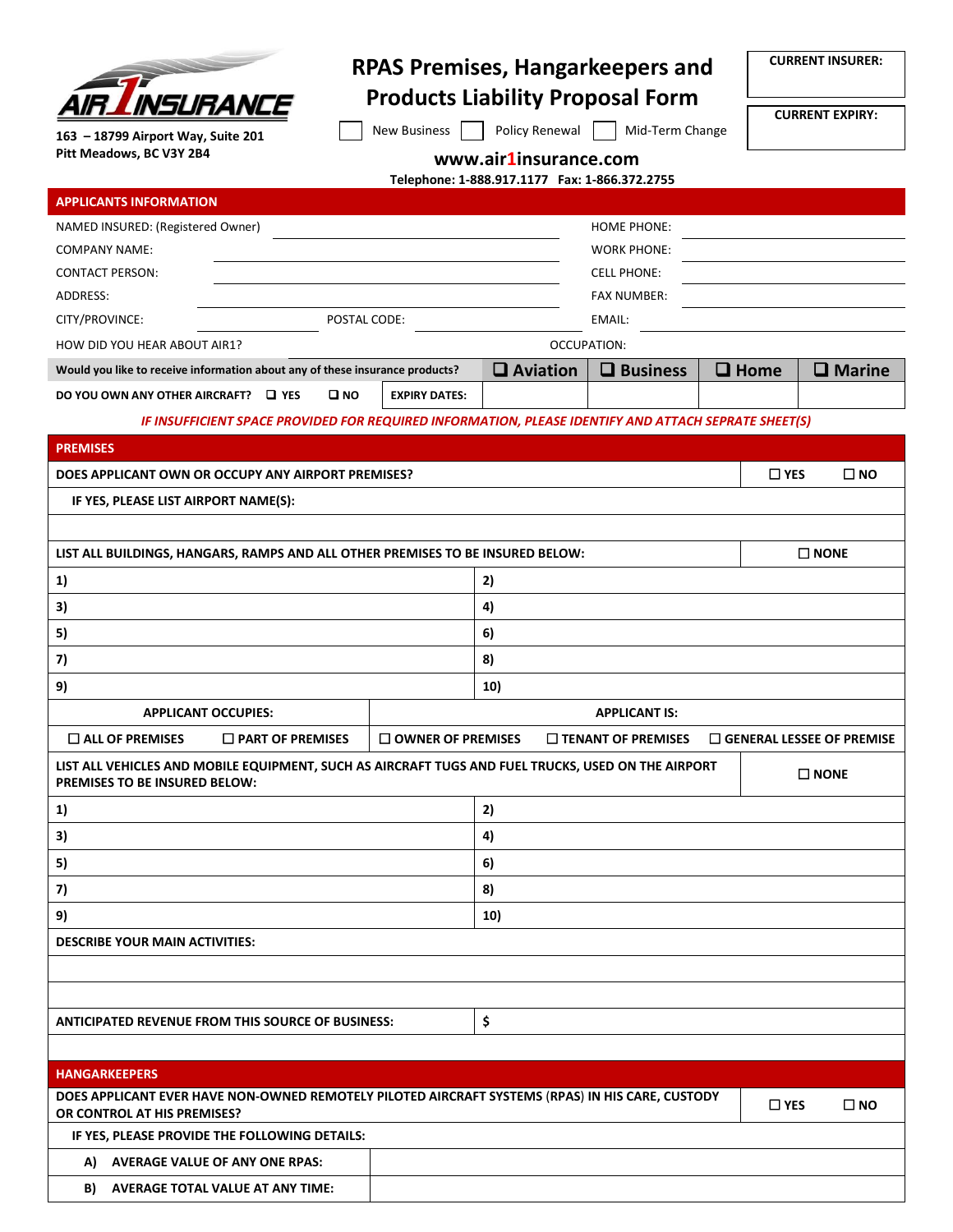AIR 1 INSURANCE

163 – 18799 Airport Way, Suite 201
Pitt Meadows, BC V3Y 2B4

# RPAS Premises, Hangarkeepers and Products Liability Proposal Form

☐ New Business ☐ Policy Renewal ☐ Mid-Term Change

**www.air1insurance.com**

**Telephone: 1-888.917.1177 Fax: 1-866.372.2755**

| **CURRENT INSURER:** |
|---|
| **CURRENT EXPIRY:** |

## APPLICANTS INFORMATION

| | | | |
|---|---|---|---|
| NAMED INSURED: (Registered Owner) | | HOME PHONE: | |
| COMPANY NAME: | | WORK PHONE: | |
| CONTACT PERSON: | | CELL PHONE: | |
| ADDRESS: | | FAX NUMBER: | |
| CITY/PROVINCE: | POSTAL CODE: | EMAIL: | |
| HOW DID YOU HEAR ABOUT AIR1? | | OCCUPATION: | |

| | | | | |
|---|---|---|---|---|
| **Would you like to receive information about any of these insurance products?** | ❑ **Aviation** | ❑ **Business** | ❑ **Home** | ❑ **Marine** |
| **DO YOU OWN ANY OTHER AIRCRAFT?** ❑ **YES** ❑ **NO** **EXPIRY DATES:** | | | | |

***IF INSUFFICIENT SPACE PROVIDED FOR REQUIRED INFORMATION, PLEASE IDENTIFY AND ATTACH SEPRATE SHEET(S)***

## PREMISES

| | |
|---|---|
| **DOES APPLICANT OWN OR OCCUPY ANY AIRPORT PREMISES?** | ☐ **YES** ☐ **NO** |
| **IF YES, PLEASE LIST AIRPORT NAME(S):** | |
| | |
| **LIST ALL BUILDINGS, HANGARS, RAMPS AND ALL OTHER PREMISES TO BE INSURED BELOW:** | ☐ **NONE** |

| | |
|---|---|
| **1)** | **2)** |
| **3)** | **4)** |
| **5)** | **6)** |
| **7)** | **8)** |
| **9)** | **10)** |

| **APPLICANT OCCUPIES:** | | **APPLICANT IS:** | | |
|---|---|---|---|---|
| ☐ **ALL OF PREMISES** | ☐ **PART OF PREMISES** | ☐ **OWNER OF PREMISES** | ☐ **TENANT OF PREMISES** | ☐ **GENERAL LESSEE OF PREMISE** |

| | |
|---|---|
| **LIST ALL VEHICLES AND MOBILE EQUIPMENT, SUCH AS AIRCRAFT TUGS AND FUEL TRUCKS, USED ON THE AIRPORT PREMISES TO BE INSURED BELOW:** | ☐ **NONE** |

| | |
|---|---|
| **1)** | **2)** |
| **3)** | **4)** |
| **5)** | **6)** |
| **7)** | **8)** |
| **9)** | **10)** |

**DESCRIBE YOUR MAIN ACTIVITIES:**

| | |
|---|---|
| **ANTICIPATED REVENUE FROM THIS SOURCE OF BUSINESS:** | **$** |

## HANGARKEEPERS

| | |
|---|---|
| **DOES APPLICANT EVER HAVE NON-OWNED REMOTELY PILOTED AIRCRAFT SYSTEMS (RPAS) IN HIS CARE, CUSTODY OR CONTROL AT HIS PREMISES?** | ☐ **YES** ☐ **NO** |
| **IF YES, PLEASE PROVIDE THE FOLLOWING DETAILS:** | |
| **A) AVERAGE VALUE OF ANY ONE RPAS:** | |
| **B) AVERAGE TOTAL VALUE AT ANY TIME:** | |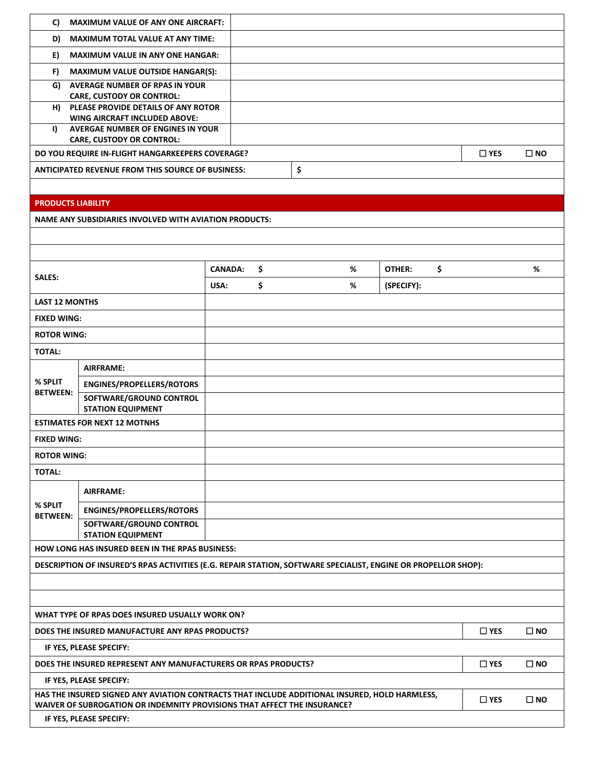| | |
|---|---|
| **C) MAXIMUM VALUE OF ANY ONE AIRCRAFT:** | |
| **D) MAXIMUM TOTAL VALUE AT ANY TIME:** | |
| **E) MAXIMUM VALUE IN ANY ONE HANGAR:** | |
| **F) MAXIMUM VALUE OUTSIDE HANGAR(S):** | |
| **G) AVERAGE NUMBER OF RPAS IN YOUR CARE, CUSTODY OR CONTROL:** | |
| **H) PLEASE PROVIDE DETAILS OF ANY ROTOR WING AIRCRAFT INCLUDED ABOVE:** | |
| **I) AVERGAE NUMBER OF ENGINES IN YOUR CARE, CUSTODY OR CONTROL:** | |

| | | |
|---|---|---|
| **DO YOU REQUIRE IN-FLIGHT HANGARKEEPERS COVERAGE?** | ☐ **YES** | ☐ **NO** |

| | |
|---|---|
| **ANTICIPATED REVENUE FROM THIS SOURCE OF BUSINESS:** | **$** |

## PRODUCTS LIABILITY

**NAME ANY SUBSIDIARIES INVOLVED WITH AVIATION PRODUCTS:**

| | | | | | | | |
|---|---|---|---|---|---|---|---|
| **SALES:** | **CANADA:** | **$** | **%** | **OTHER:** | **$** | | **%** |
| | **USA:** | **$** | **%** | **(SPECIFY):** | | | |

| | | |
|---|---|---|
| **LAST 12 MONTHS** | | |
| **FIXED WING:** | | |
| **ROTOR WING:** | | |
| **TOTAL:** | | |
| **% SPLIT BETWEEN:** | **AIRFRAME:** | |
| | **ENGINES/PROPELLERS/ROTORS** | |
| | **SOFTWARE/GROUND CONTROL STATION EQUIPMENT** | |
| **ESTIMATES FOR NEXT 12 MOTNHS** | | |
| **FIXED WING:** | | |
| **ROTOR WING:** | | |
| **TOTAL:** | | |
| **% SPLIT BETWEEN:** | **AIRFRAME:** | |
| | **ENGINES/PROPELLERS/ROTORS** | |
| | **SOFTWARE/GROUND CONTROL STATION EQUIPMENT** | |

**HOW LONG HAS INSURED BEEN IN THE RPAS BUSINESS:**

**DESCRIPTION OF INSURED'S RPAS ACTIVITIES (E.G. REPAIR STATION, SOFTWARE SPECIALIST, ENGINE OR PROPELLOR SHOP):**

**WHAT TYPE OF RPAS DOES INSURED USUALLY WORK ON?**

| | | |
|---|---|---|
| **DOES THE INSURED MANUFACTURE ANY RPAS PRODUCTS?** | ☐ **YES** | ☐ **NO** |
| **IF YES, PLEASE SPECIFY:** | | |
| **DOES THE INSURED REPRESENT ANY MANUFACTURERS OR RPAS PRODUCTS?** | ☐ **YES** | ☐ **NO** |
| **IF YES, PLEASE SPECIFY:** | | |
| **HAS THE INSURED SIGNED ANY AVIATION CONTRACTS THAT INCLUDE ADDITIONAL INSURED, HOLD HARMLESS, WAIVER OF SUBROGATION OR INDEMNITY PROVISIONS THAT AFFECT THE INSURANCE?** | ☐ **YES** | ☐ **NO** |
| **IF YES, PLEASE SPECIFY:** | | |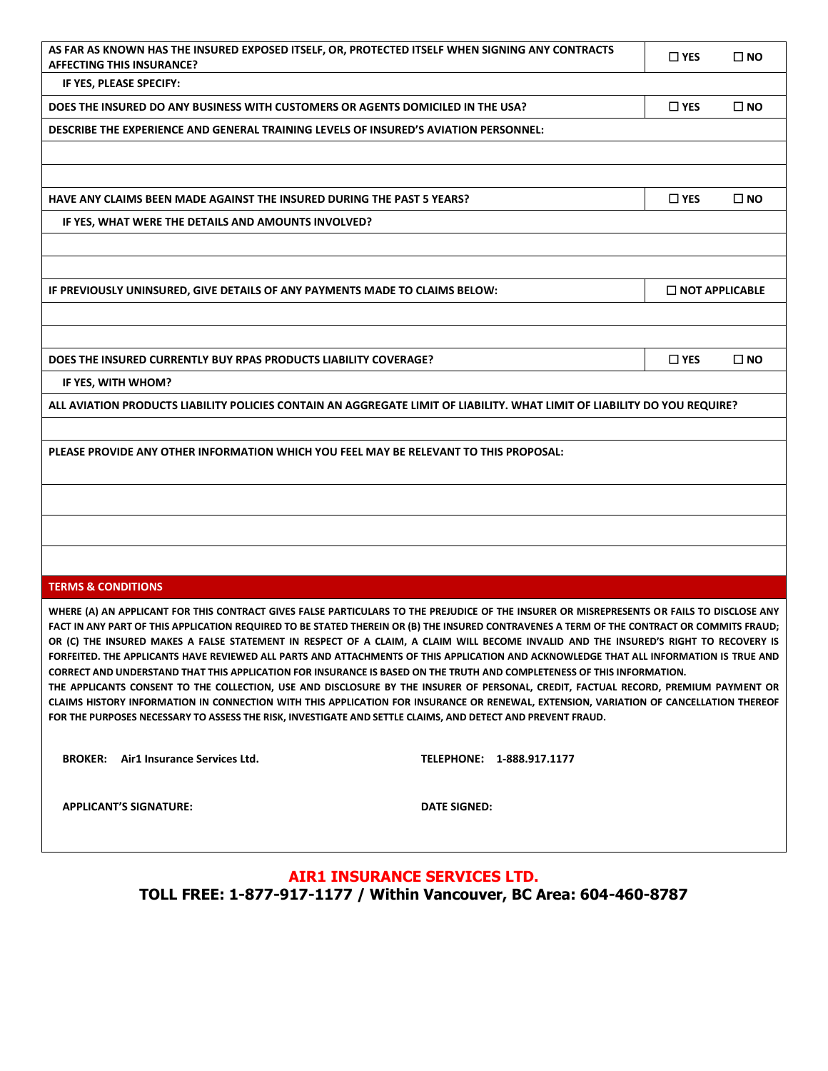| | |
|---|---|
| **AS FAR AS KNOWN HAS THE INSURED EXPOSED ITSELF, OR, PROTECTED ITSELF WHEN SIGNING ANY CONTRACTS AFFECTING THIS INSURANCE?** | ☐ YES ☐ NO |
| **IF YES, PLEASE SPECIFY:** | |
| **DOES THE INSURED DO ANY BUSINESS WITH CUSTOMERS OR AGENTS DOMICILED IN THE USA?** | ☐ YES ☐ NO |
| **DESCRIBE THE EXPERIENCE AND GENERAL TRAINING LEVELS OF INSURED'S AVIATION PERSONNEL:** | |
| | |
| | |
| **HAVE ANY CLAIMS BEEN MADE AGAINST THE INSURED DURING THE PAST 5 YEARS?** | ☐ YES ☐ NO |
| **IF YES, WHAT WERE THE DETAILS AND AMOUNTS INVOLVED?** | |
| | |
| | |
| **IF PREVIOUSLY UNINSURED, GIVE DETAILS OF ANY PAYMENTS MADE TO CLAIMS BELOW:** | ☐ NOT APPLICABLE |
| | |
| | |
| **DOES THE INSURED CURRENTLY BUY RPAS PRODUCTS LIABILITY COVERAGE?** | ☐ YES ☐ NO |
| **IF YES, WITH WHOM?** | |
| **ALL AVIATION PRODUCTS LIABILITY POLICIES CONTAIN AN AGGREGATE LIMIT OF LIABILITY. WHAT LIMIT OF LIABILITY DO YOU REQUIRE?** | |
| | |
| **PLEASE PROVIDE ANY OTHER INFORMATION WHICH YOU FEEL MAY BE RELEVANT TO THIS PROPOSAL:** | |
| | |
| | |
| | |

## TERMS & CONDITIONS

WHERE (A) AN APPLICANT FOR THIS CONTRACT GIVES FALSE PARTICULARS TO THE PREJUDICE OF THE INSURER OR MISREPRESENTS OR FAILS TO DISCLOSE ANY FACT IN ANY PART OF THIS APPLICATION REQUIRED TO BE STATED THEREIN OR (B) THE INSURED CONTRAVENES A TERM OF THE CONTRACT OR COMMITS FRAUD; OR (C) THE INSURED MAKES A FALSE STATEMENT IN RESPECT OF A CLAIM, A CLAIM WILL BECOME INVALID AND THE INSURED'S RIGHT TO RECOVERY IS FORFEITED. THE APPLICANTS HAVE REVIEWED ALL PARTS AND ATTACHMENTS OF THIS APPLICATION AND ACKNOWLEDGE THAT ALL INFORMATION IS TRUE AND CORRECT AND UNDERSTAND THAT THIS APPLICATION FOR INSURANCE IS BASED ON THE TRUTH AND COMPLETENESS OF THIS INFORMATION.

THE APPLICANTS CONSENT TO THE COLLECTION, USE AND DISCLOSURE BY THE INSURER OF PERSONAL, CREDIT, FACTUAL RECORD, PREMIUM PAYMENT OR CLAIMS HISTORY INFORMATION IN CONNECTION WITH THIS APPLICATION FOR INSURANCE OR RENEWAL, EXTENSION, VARIATION OF CANCELLATION THEREOF FOR THE PURPOSES NECESSARY TO ASSESS THE RISK, INVESTIGATE AND SETTLE CLAIMS, AND DETECT AND PREVENT FRAUD.

**BROKER:** Air1 Insurance Services Ltd. **TELEPHONE:** 1-888.917.1177

**APPLICANT'S SIGNATURE:** **DATE SIGNED:**

**AIR1 INSURANCE SERVICES LTD.**

**TOLL FREE: 1-877-917-1177 / Within Vancouver, BC Area: 604-460-8787**